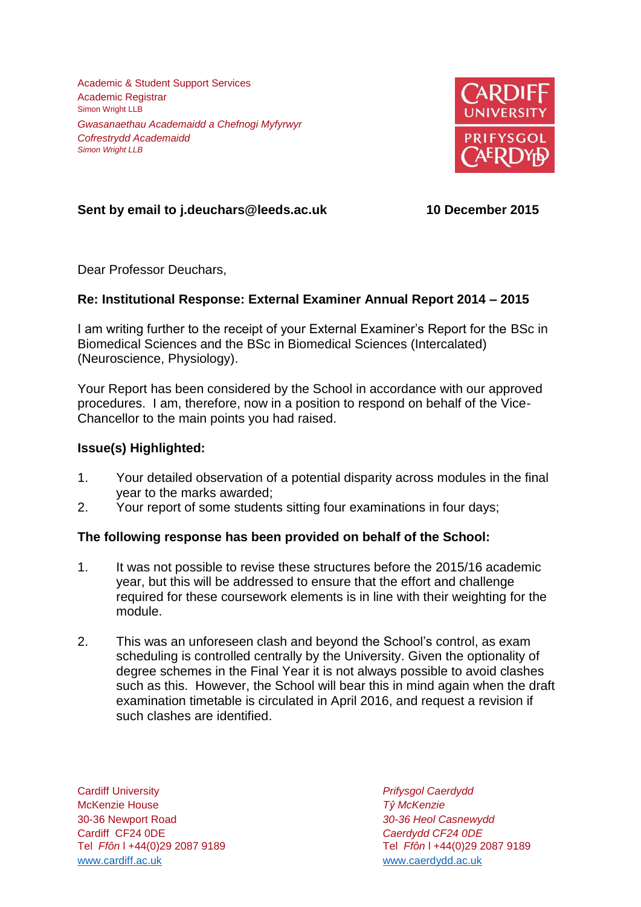Academic & Student Support Services
Academic Registrar
Simon Wright LLB

*Gwasanaethau Academaidd a Chefnogi Myfyrwyr*
*Cofrestrydd Academaidd*
*Simon Wright LLB*

CARDIFF UNIVERSITY
PRIFYSGOL CAERDYDD

**Sent by email to j.deuchars@leeds.ac.uk** **10 December 2015**

Dear Professor Deuchars,

**Re: Institutional Response: External Examiner Annual Report 2014 – 2015**

I am writing further to the receipt of your External Examiner's Report for the BSc in Biomedical Sciences and the BSc in Biomedical Sciences (Intercalated) (Neuroscience, Physiology).

Your Report has been considered by the School in accordance with our approved procedures. I am, therefore, now in a position to respond on behalf of the Vice-Chancellor to the main points you had raised.

**Issue(s) Highlighted:**

1. Your detailed observation of a potential disparity across modules in the final year to the marks awarded;
2. Your report of some students sitting four examinations in four days;

**The following response has been provided on behalf of the School:**

1. It was not possible to revise these structures before the 2015/16 academic year, but this will be addressed to ensure that the effort and challenge required for these coursework elements is in line with their weighting for the module.

2. This was an unforeseen clash and beyond the School's control, as exam scheduling is controlled centrally by the University. Given the optionality of degree schemes in the Final Year it is not always possible to avoid clashes such as this. However, the School will bear this in mind again when the draft examination timetable is circulated in April 2016, and request a revision if such clashes are identified.

Cardiff University
McKenzie House
30-36 Newport Road
Cardiff CF24 0DE
Tel *Ffôn* | +44(0)29 2087 9189
www.cardiff.ac.uk

*Prifysgol Caerdydd*
*Tŷ McKenzie*
*30-36 Heol Casnewydd*
*Caerdydd CF24 0DE*
Tel *Ffôn* | +44(0)29 2087 9189
www.caerdydd.ac.uk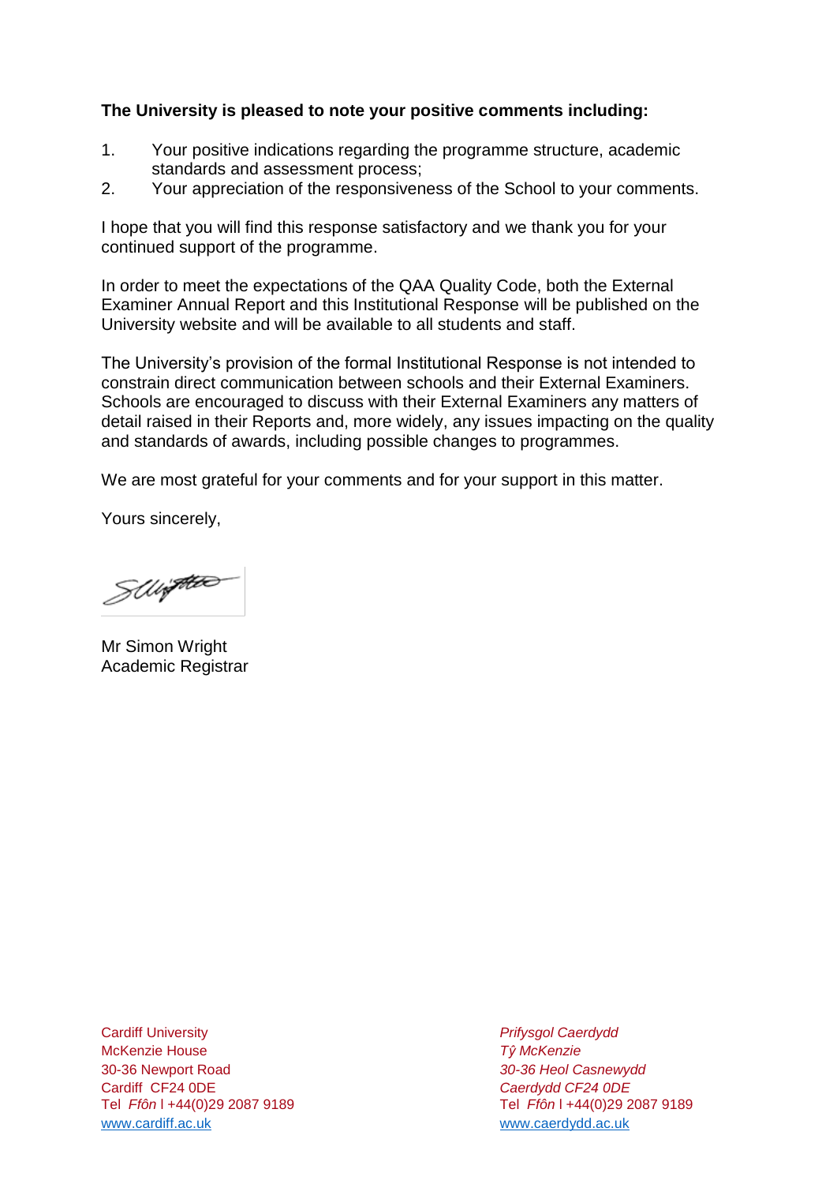**The University is pleased to note your positive comments including:**

1. Your positive indications regarding the programme structure, academic standards and assessment process;
2. Your appreciation of the responsiveness of the School to your comments.

I hope that you will find this response satisfactory and we thank you for your continued support of the programme.

In order to meet the expectations of the QAA Quality Code, both the External Examiner Annual Report and this Institutional Response will be published on the University website and will be available to all students and staff.

The University's provision of the formal Institutional Response is not intended to constrain direct communication between schools and their External Examiners. Schools are encouraged to discuss with their External Examiners any matters of detail raised in their Reports and, more widely, any issues impacting on the quality and standards of awards, including possible changes to programmes.

We are most grateful for your comments and for your support in this matter.

Yours sincerely,

Mr Simon Wright
Academic Registrar

Cardiff University
McKenzie House
30-36 Newport Road
Cardiff CF24 0DE
Tel *Ffôn* l +44(0)29 2087 9189
www.cardiff.ac.uk

*Prifysgol Caerdydd*
*Tŷ McKenzie*
*30-36 Heol Casnewydd*
*Caerdydd CF24 0DE*
Tel *Ffôn* l +44(0)29 2087 9189
www.caerdydd.ac.uk